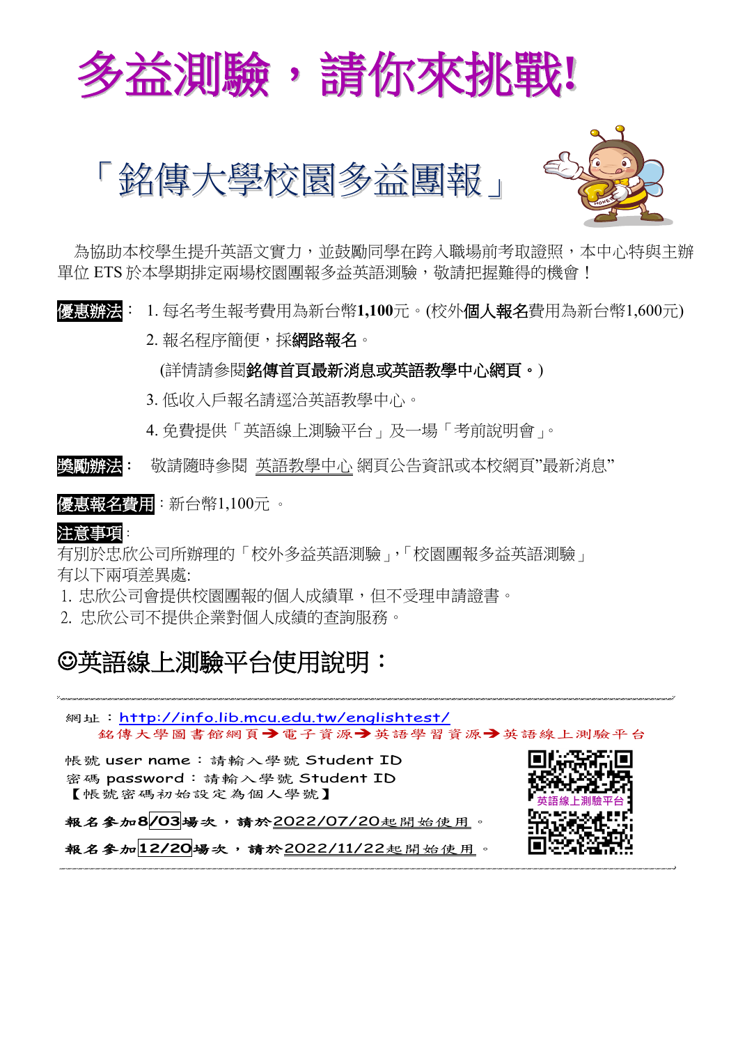# 多益測驗，請你來挑戰!

## 「銘傳大學校園多益團報」

為協助本校學生提升英語文實力，並鼓勵同學在跨入職場前考取證照，本中心特與主辦單位 ETS 於本學期排定兩場校園團報多益英語測驗，敬請把握難得的機會！

**優惠辦法**：

1. 每名考生報考費用為新台幣**1,100**元。(校外**個人報名**費用為新台幣1,600元)
2. 報名程序簡便，採**網路報名**。
   (詳情請參閱**銘傳首頁最新消息或英語教學中心網頁。**)
3. 低收入戶報名請逕洽英語教學中心。
4. 免費提供「英語線上測驗平台」及一場「考前說明會」。

**獎勵辦法**： 敬請隨時參閱 英語教學中心 網頁公告資訊或本校網頁"最新消息"

**優惠報名費用**：新台幣1,100元 。

**注意事項**:

有別於忠欣公司所辦理的「校外多益英語測驗」,「校園團報多益英語測驗」有以下兩項差異處:

1. 忠欣公司會提供校園團報的個人成績單，但不受理申請證書。
2. 忠欣公司不提供企業對個人成績的查詢服務。

## ☺英語線上測驗平台使用說明：

網址 ：http://info.lib.mcu.edu.tw/englishtest/

銘傳大學圖書館網頁➔電子資源➔英語學習資源➔英語線上測驗平台

帳號 user name ： 請輸入學號 Student ID
密碼 password ： 請輸入學號 Student ID
【帳號密碼初始設定為個人學號】

英語線上測驗平台

**報名參加8/03場次，請於2022/07/20起開始使用。**

**報名參加12/20場次，請於2022/11/22起開始使用。**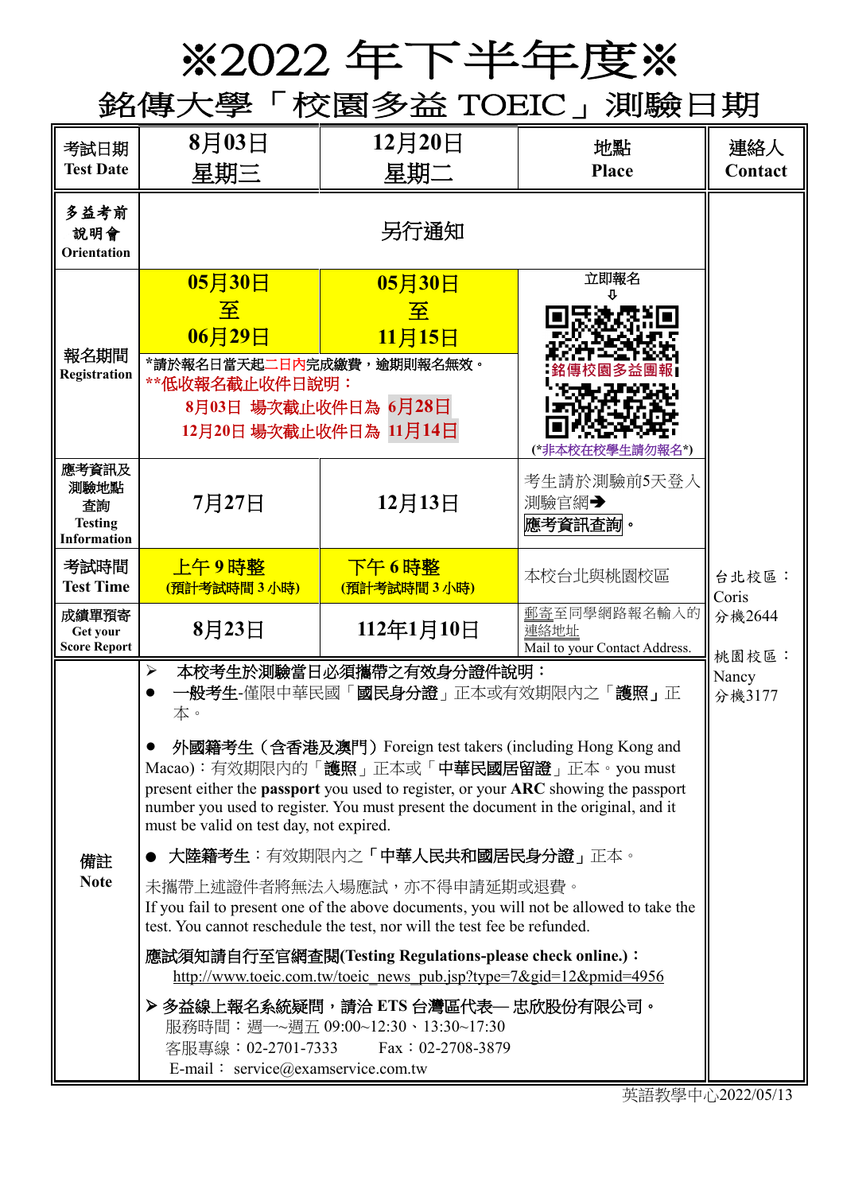# ※2022 年下半年度※

## 銘傳大學「校園多益 TOEIC」測驗日期

| 考試日期 Test Date | 8月03日 星期三 | 12月20日 星期二 | 地點 Place | 連絡人 Contact |
|---|---|---|---|---|
| 多益考前說明會 Orientation | 另行通知 | | | 台北校區：Coris 分機2644<br><br>桃園校區：Nancy 分機3177 |
| 報名期間 Registration | 05月30日 至 06月29日 | 05月30日 至 11月15日 | 立即報名 ⇩<br>銘傳校園多益團報<br>(*非本校在校學生請勿報名*) | |
| | *請於報名日當天起二日內完成繳費，逾期則報名無效。<br>**低收報名截止收件日說明：<br>8月03日 場次截止收件日為 6月28日<br>12月20日 場次截止收件日為 11月14日 | | | |
| 應考資訊及測驗地點查詢 Testing Information | 7月27日 | 12月13日 | 考生請於測驗前5天登入測驗官網➔ 應考資訊查詢。 | |
| 考試時間 Test Time | 上午 9 時整 (預計考試時間 3 小時) | 下午 6 時整 (預計考試時間 3 小時) | 本校台北與桃園校區 | |
| 成績單預寄 Get your Score Report | 8月23日 | 112年1月10日 | 郵寄至同學網路報名輸入的連絡地址 Mail to your Contact Address. | |
| 備註 Note | 見下方說明 | | | |

**備註 Note：**

➢ 本校考生於測驗當日必須攜帶之有效身分證件說明：

- 一般考生-僅限中華民國「**國民身分證**」正本或有效期限內之「**護照**」正本。

- 外國籍考生（含香港及澳門）Foreign test takers (including Hong Kong and Macao)：有效期限內的「**護照**」正本或「**中華民國居留證**」正本。you must present either the **passport** you used to register, or your **ARC** showing the passport number you used to register. You must present the document in the original, and it must be valid on test day, not expired.

- 大陸籍考生：有效期限內之「**中華人民共和國居民身分證**」正本。

未攜帶上述證件者將無法入場應試，亦不得申請延期或退費。
If you fail to present one of the above documents, you will not be allowed to take the test. You cannot reschedule the test, nor will the test fee be refunded.

**應試須知請自行至官網查閱(Testing Regulations-please check online.)：**
http://www.toeic.com.tw/toeic_news_pub.jsp?type=7&gid=12&pmid=4956

➢ 多益線上報名系統疑問，請洽 ETS 台灣區代表— 忠欣股份有限公司。
服務時間：週一~週五 09:00~12:30、13:30~17:30
客服專線：02-2701-7333　　Fax：02-2708-3879
E-mail： service@examservice.com.tw

英語教學中心2022/05/13